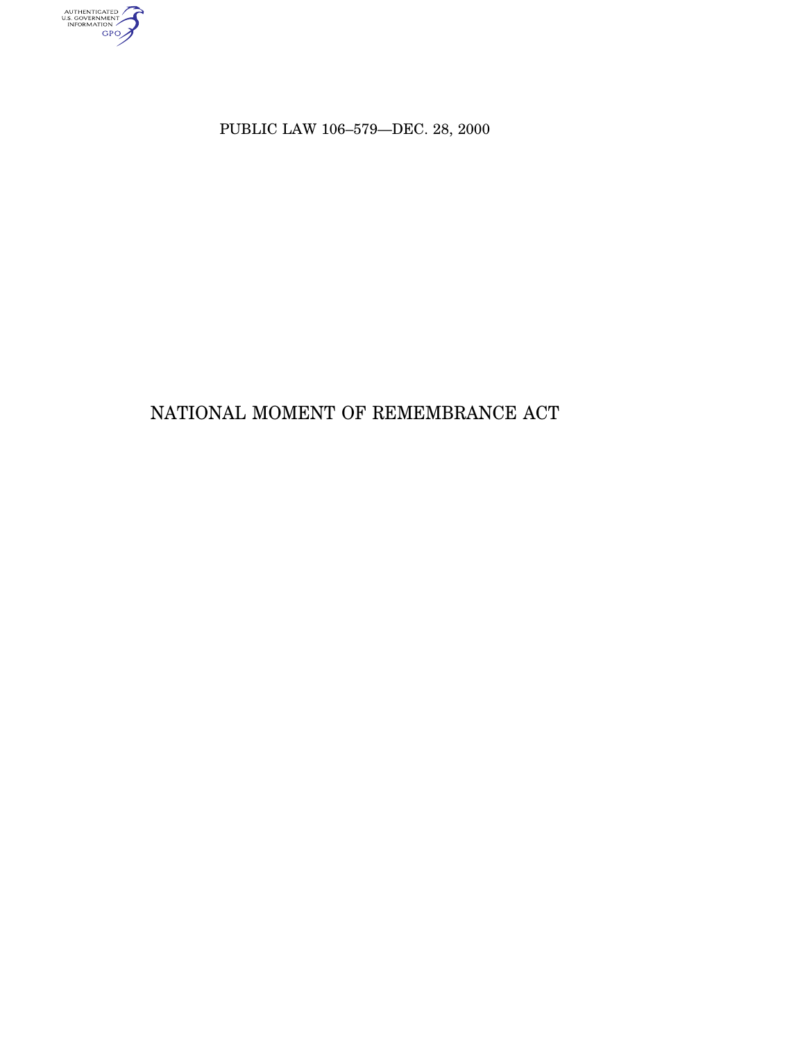PUBLIC LAW 106–579—DEC. 28, 2000

# NATIONAL MOMENT OF REMEMBRANCE ACT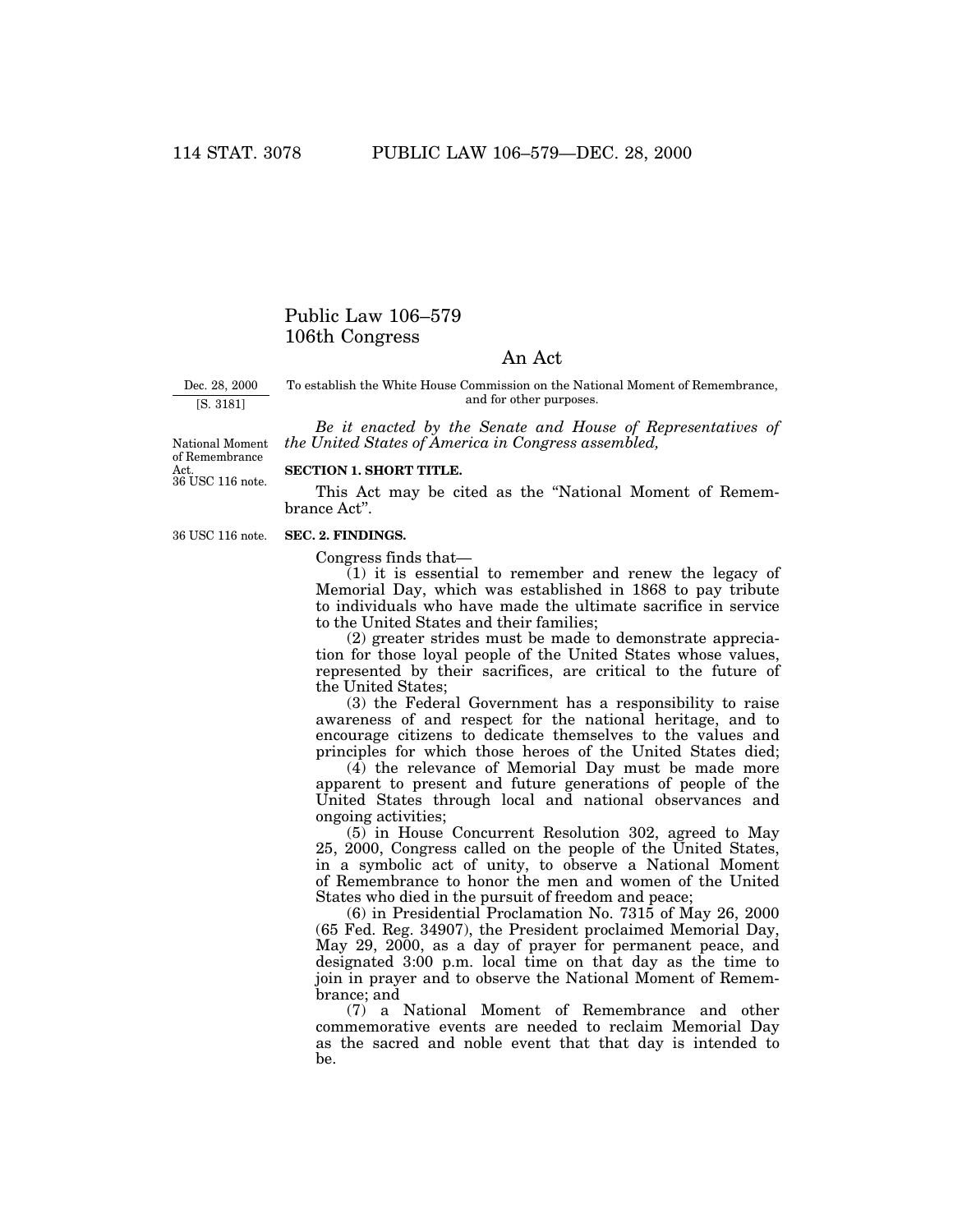# Public Law 106–579
# 106th Congress

## An Act

Dec. 28, 2000
[S. 3181]

To establish the White House Commission on the National Moment of Remembrance, and for other purposes.

*Be it enacted by the Senate and House of Representatives of the United States of America in Congress assembled,*

National Moment of Remembrance Act.
36 USC 116 note.

**SECTION 1. SHORT TITLE.**

This Act may be cited as the "National Moment of Remembrance Act".

36 USC 116 note.

**SEC. 2. FINDINGS.**

Congress finds that—

(1) it is essential to remember and renew the legacy of Memorial Day, which was established in 1868 to pay tribute to individuals who have made the ultimate sacrifice in service to the United States and their families;

(2) greater strides must be made to demonstrate appreciation for those loyal people of the United States whose values, represented by their sacrifices, are critical to the future of the United States;

(3) the Federal Government has a responsibility to raise awareness of and respect for the national heritage, and to encourage citizens to dedicate themselves to the values and principles for which those heroes of the United States died;

(4) the relevance of Memorial Day must be made more apparent to present and future generations of people of the United States through local and national observances and ongoing activities;

(5) in House Concurrent Resolution 302, agreed to May 25, 2000, Congress called on the people of the United States, in a symbolic act of unity, to observe a National Moment of Remembrance to honor the men and women of the United States who died in the pursuit of freedom and peace;

(6) in Presidential Proclamation No. 7315 of May 26, 2000 (65 Fed. Reg. 34907), the President proclaimed Memorial Day, May 29, 2000, as a day of prayer for permanent peace, and designated 3:00 p.m. local time on that day as the time to join in prayer and to observe the National Moment of Remembrance; and

(7) a National Moment of Remembrance and other commemorative events are needed to reclaim Memorial Day as the sacred and noble event that that day is intended to be.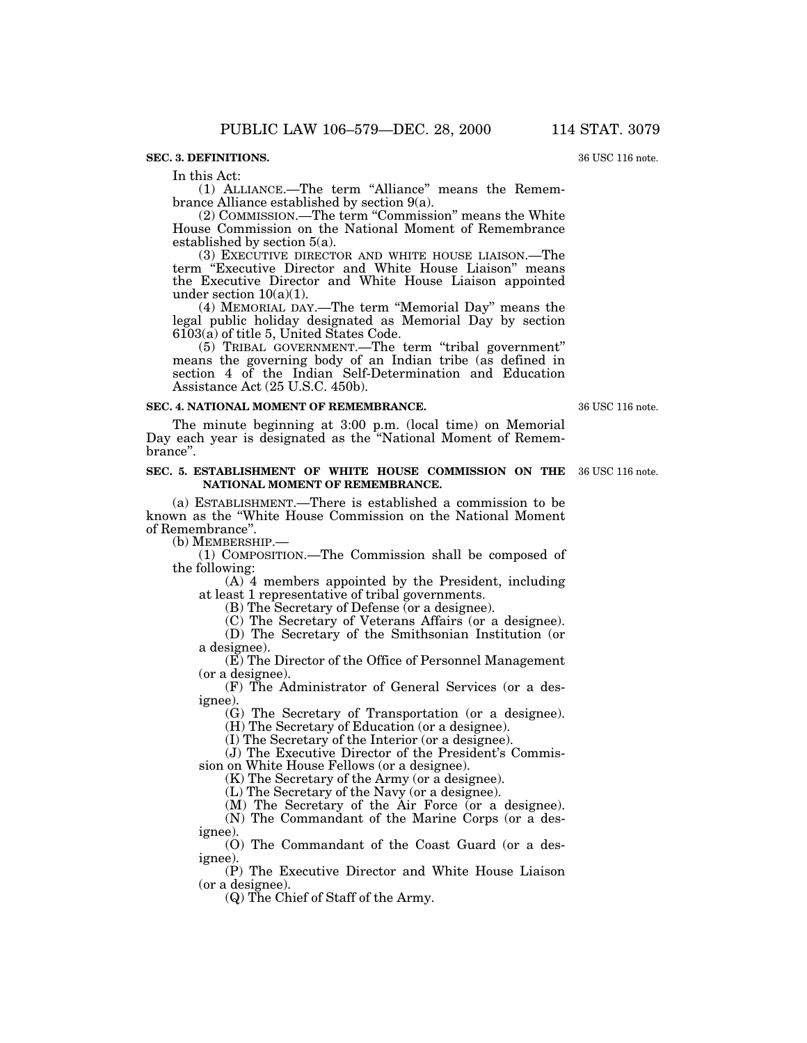**SEC. 3. DEFINITIONS.**

36 USC 116 note.

In this Act:

(1) ALLIANCE.—The term "Alliance" means the Remembrance Alliance established by section 9(a).

(2) COMMISSION.—The term "Commission" means the White House Commission on the National Moment of Remembrance established by section 5(a).

(3) EXECUTIVE DIRECTOR AND WHITE HOUSE LIAISON.—The term "Executive Director and White House Liaison" means the Executive Director and White House Liaison appointed under section 10(a)(1).

(4) MEMORIAL DAY.—The term "Memorial Day" means the legal public holiday designated as Memorial Day by section 6103(a) of title 5, United States Code.

(5) TRIBAL GOVERNMENT.—The term "tribal government" means the governing body of an Indian tribe (as defined in section 4 of the Indian Self-Determination and Education Assistance Act (25 U.S.C. 450b).

**SEC. 4. NATIONAL MOMENT OF REMEMBRANCE.**

36 USC 116 note.

The minute beginning at 3:00 p.m. (local time) on Memorial Day each year is designated as the "National Moment of Remembrance".

**SEC. 5. ESTABLISHMENT OF WHITE HOUSE COMMISSION ON THE NATIONAL MOMENT OF REMEMBRANCE.**

36 USC 116 note.

(a) ESTABLISHMENT.—There is established a commission to be known as the "White House Commission on the National Moment of Remembrance".

(b) MEMBERSHIP.—

(1) COMPOSITION.—The Commission shall be composed of the following:

(A) 4 members appointed by the President, including at least 1 representative of tribal governments.

(B) The Secretary of Defense (or a designee).

(C) The Secretary of Veterans Affairs (or a designee).

(D) The Secretary of the Smithsonian Institution (or a designee).

(E) The Director of the Office of Personnel Management (or a designee).

(F) The Administrator of General Services (or a designee).

(G) The Secretary of Transportation (or a designee).

(H) The Secretary of Education (or a designee).

(I) The Secretary of the Interior (or a designee).

(J) The Executive Director of the President's Commission on White House Fellows (or a designee).

(K) The Secretary of the Army (or a designee).

(L) The Secretary of the Navy (or a designee).

(M) The Secretary of the Air Force (or a designee).

(N) The Commandant of the Marine Corps (or a designee).

(O) The Commandant of the Coast Guard (or a designee).

(P) The Executive Director and White House Liaison (or a designee).

(Q) The Chief of Staff of the Army.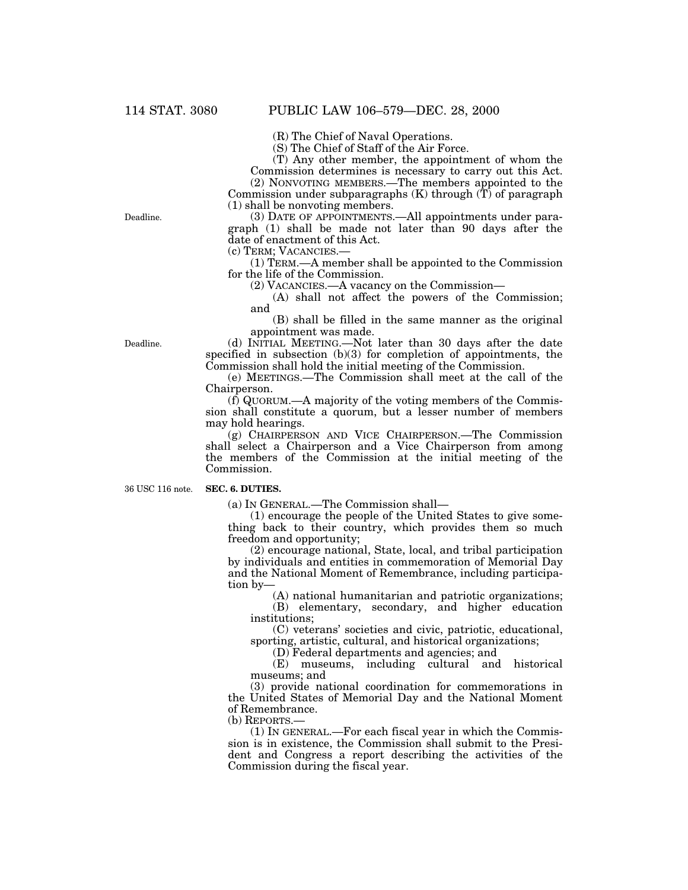(R) The Chief of Naval Operations.

(S) The Chief of Staff of the Air Force.

(T) Any other member, the appointment of whom the Commission determines is necessary to carry out this Act.

(2) NONVOTING MEMBERS.—The members appointed to the Commission under subparagraphs (K) through (T) of paragraph (1) shall be nonvoting members.

Deadline.

(3) DATE OF APPOINTMENTS.—All appointments under paragraph (1) shall be made not later than 90 days after the date of enactment of this Act.

(c) TERM; VACANCIES.—

(1) TERM.—A member shall be appointed to the Commission for the life of the Commission.

(2) VACANCIES.—A vacancy on the Commission—

(A) shall not affect the powers of the Commission; and

(B) shall be filled in the same manner as the original appointment was made.

Deadline.

(d) INITIAL MEETING.—Not later than 30 days after the date specified in subsection (b)(3) for completion of appointments, the Commission shall hold the initial meeting of the Commission.

(e) MEETINGS.—The Commission shall meet at the call of the Chairperson.

(f) QUORUM.—A majority of the voting members of the Commission shall constitute a quorum, but a lesser number of members may hold hearings.

(g) CHAIRPERSON AND VICE CHAIRPERSON.—The Commission shall select a Chairperson and a Vice Chairperson from among the members of the Commission at the initial meeting of the Commission.

36 USC 116 note.

**SEC. 6. DUTIES.**

(a) IN GENERAL.—The Commission shall—

(1) encourage the people of the United States to give something back to their country, which provides them so much freedom and opportunity;

(2) encourage national, State, local, and tribal participation by individuals and entities in commemoration of Memorial Day and the National Moment of Remembrance, including participation by—

(A) national humanitarian and patriotic organizations;

(B) elementary, secondary, and higher education institutions;

(C) veterans' societies and civic, patriotic, educational, sporting, artistic, cultural, and historical organizations;

(D) Federal departments and agencies; and

(E) museums, including cultural and historical museums; and

(3) provide national coordination for commemorations in the United States of Memorial Day and the National Moment of Remembrance.

(b) REPORTS.—

(1) IN GENERAL.—For each fiscal year in which the Commission is in existence, the Commission shall submit to the President and Congress a report describing the activities of the Commission during the fiscal year.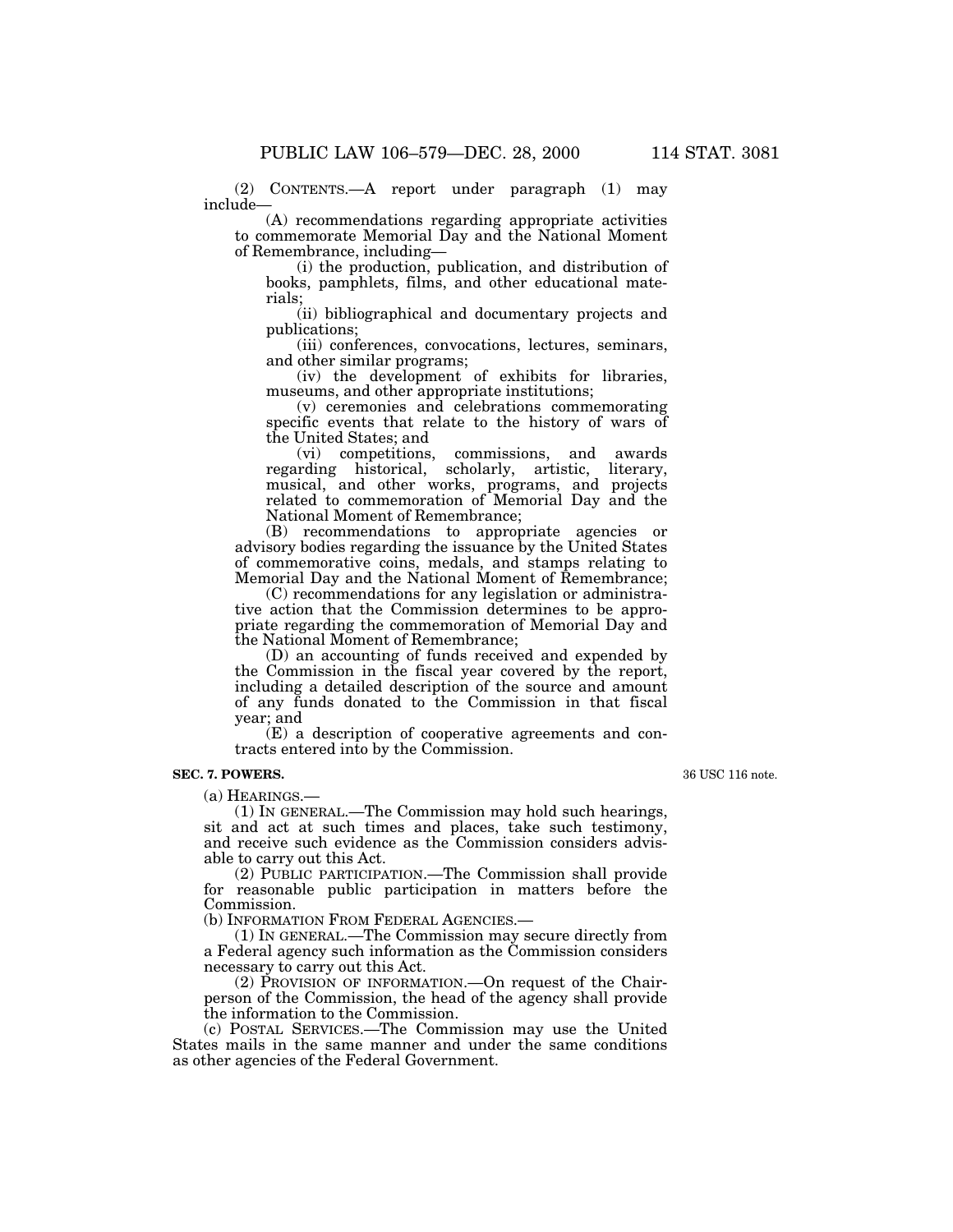(2) CONTENTS.—A report under paragraph (1) may include—

(A) recommendations regarding appropriate activities to commemorate Memorial Day and the National Moment of Remembrance, including—

(i) the production, publication, and distribution of books, pamphlets, films, and other educational materials;

(ii) bibliographical and documentary projects and publications;

(iii) conferences, convocations, lectures, seminars, and other similar programs;

(iv) the development of exhibits for libraries, museums, and other appropriate institutions;

(v) ceremonies and celebrations commemorating specific events that relate to the history of wars of the United States; and

(vi) competitions, commissions, and awards regarding historical, scholarly, artistic, literary, musical, and other works, programs, and projects related to commemoration of Memorial Day and the National Moment of Remembrance;

(B) recommendations to appropriate agencies or advisory bodies regarding the issuance by the United States of commemorative coins, medals, and stamps relating to Memorial Day and the National Moment of Remembrance;

(C) recommendations for any legislation or administrative action that the Commission determines to be appropriate regarding the commemoration of Memorial Day and the National Moment of Remembrance;

(D) an accounting of funds received and expended by the Commission in the fiscal year covered by the report, including a detailed description of the source and amount of any funds donated to the Commission in that fiscal year; and

(E) a description of cooperative agreements and contracts entered into by the Commission.

**SEC. 7. POWERS.**

36 USC 116 note.

(a) HEARINGS.—

(1) IN GENERAL.—The Commission may hold such hearings, sit and act at such times and places, take such testimony, and receive such evidence as the Commission considers advisable to carry out this Act.

(2) PUBLIC PARTICIPATION.—The Commission shall provide for reasonable public participation in matters before the Commission.

(b) INFORMATION FROM FEDERAL AGENCIES.—

(1) IN GENERAL.—The Commission may secure directly from a Federal agency such information as the Commission considers necessary to carry out this Act.

(2) PROVISION OF INFORMATION.—On request of the Chairperson of the Commission, the head of the agency shall provide the information to the Commission.

(c) POSTAL SERVICES.—The Commission may use the United States mails in the same manner and under the same conditions as other agencies of the Federal Government.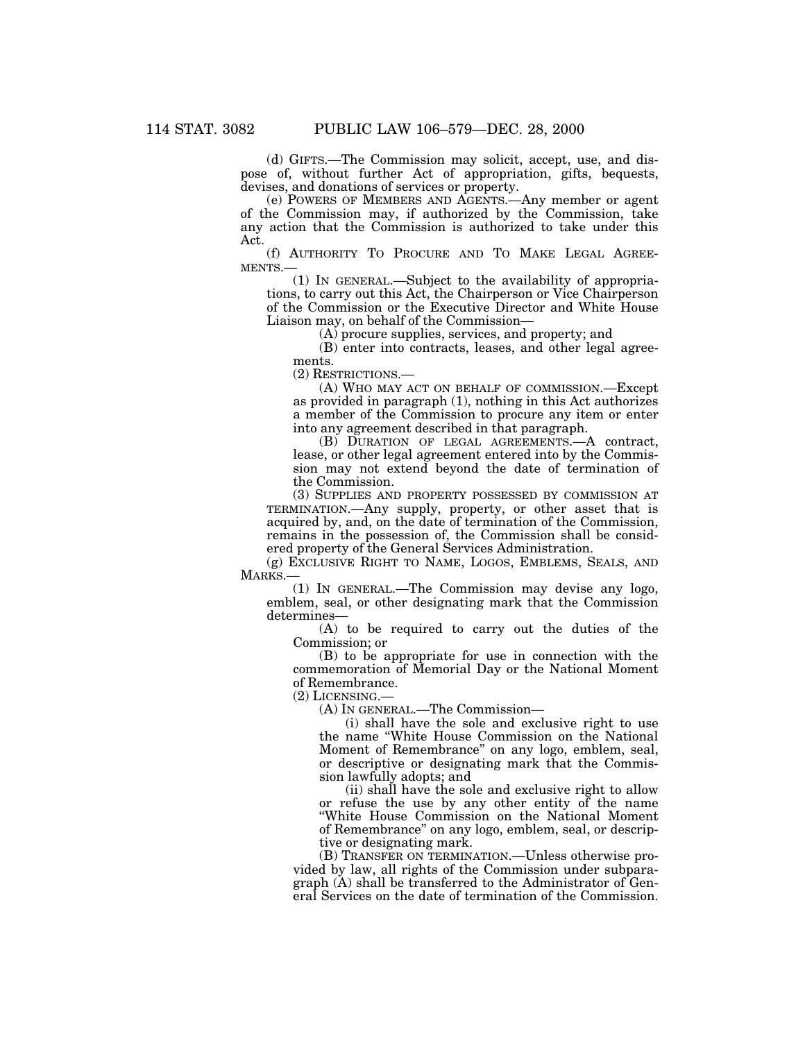(d) GIFTS.—The Commission may solicit, accept, use, and dispose of, without further Act of appropriation, gifts, bequests, devises, and donations of services or property.

(e) POWERS OF MEMBERS AND AGENTS.—Any member or agent of the Commission may, if authorized by the Commission, take any action that the Commission is authorized to take under this Act.

(f) AUTHORITY TO PROCURE AND TO MAKE LEGAL AGREEMENTS.—

(1) IN GENERAL.—Subject to the availability of appropriations, to carry out this Act, the Chairperson or Vice Chairperson of the Commission or the Executive Director and White House Liaison may, on behalf of the Commission—

(A) procure supplies, services, and property; and

(B) enter into contracts, leases, and other legal agreements.

(2) RESTRICTIONS.—

(A) WHO MAY ACT ON BEHALF OF COMMISSION.—Except as provided in paragraph (1), nothing in this Act authorizes a member of the Commission to procure any item or enter into any agreement described in that paragraph.

(B) DURATION OF LEGAL AGREEMENTS.—A contract, lease, or other legal agreement entered into by the Commission may not extend beyond the date of termination of the Commission.

(3) SUPPLIES AND PROPERTY POSSESSED BY COMMISSION AT TERMINATION.—Any supply, property, or other asset that is acquired by, and, on the date of termination of the Commission, remains in the possession of, the Commission shall be considered property of the General Services Administration.

(g) EXCLUSIVE RIGHT TO NAME, LOGOS, EMBLEMS, SEALS, AND MARKS.—

(1) IN GENERAL.—The Commission may devise any logo, emblem, seal, or other designating mark that the Commission determines—

(A) to be required to carry out the duties of the Commission; or

(B) to be appropriate for use in connection with the commemoration of Memorial Day or the National Moment of Remembrance.

(2) LICENSING.—

(A) IN GENERAL.—The Commission—

(i) shall have the sole and exclusive right to use the name "White House Commission on the National Moment of Remembrance" on any logo, emblem, seal, or descriptive or designating mark that the Commission lawfully adopts; and

(ii) shall have the sole and exclusive right to allow or refuse the use by any other entity of the name "White House Commission on the National Moment of Remembrance" on any logo, emblem, seal, or descriptive or designating mark.

(B) TRANSFER ON TERMINATION.—Unless otherwise provided by law, all rights of the Commission under subparagraph (A) shall be transferred to the Administrator of General Services on the date of termination of the Commission.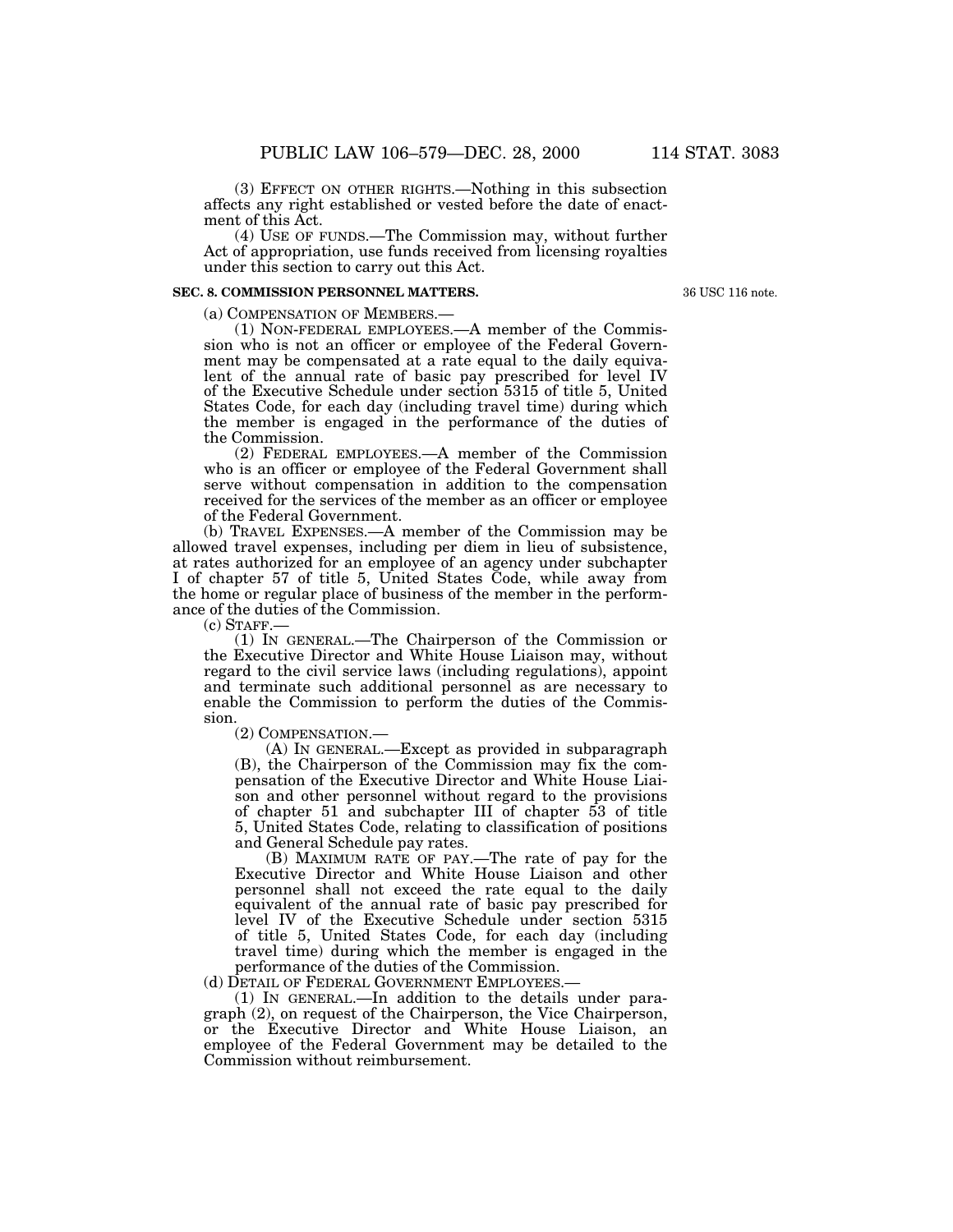(3) EFFECT ON OTHER RIGHTS.—Nothing in this subsection affects any right established or vested before the date of enactment of this Act.

(4) USE OF FUNDS.—The Commission may, without further Act of appropriation, use funds received from licensing royalties under this section to carry out this Act.

### SEC. 8. COMMISSION PERSONNEL MATTERS.

36 USC 116 note.

(a) COMPENSATION OF MEMBERS.—

(1) NON-FEDERAL EMPLOYEES.—A member of the Commission who is not an officer or employee of the Federal Government may be compensated at a rate equal to the daily equivalent of the annual rate of basic pay prescribed for level IV of the Executive Schedule under section 5315 of title 5, United States Code, for each day (including travel time) during which the member is engaged in the performance of the duties of the Commission.

(2) FEDERAL EMPLOYEES.—A member of the Commission who is an officer or employee of the Federal Government shall serve without compensation in addition to the compensation received for the services of the member as an officer or employee of the Federal Government.

(b) TRAVEL EXPENSES.—A member of the Commission may be allowed travel expenses, including per diem in lieu of subsistence, at rates authorized for an employee of an agency under subchapter I of chapter 57 of title 5, United States Code, while away from the home or regular place of business of the member in the performance of the duties of the Commission.

(c) STAFF.—

(1) IN GENERAL.—The Chairperson of the Commission or the Executive Director and White House Liaison may, without regard to the civil service laws (including regulations), appoint and terminate such additional personnel as are necessary to enable the Commission to perform the duties of the Commission.

(2) COMPENSATION.—

(A) IN GENERAL.—Except as provided in subparagraph (B), the Chairperson of the Commission may fix the compensation of the Executive Director and White House Liaison and other personnel without regard to the provisions of chapter 51 and subchapter III of chapter 53 of title 5, United States Code, relating to classification of positions and General Schedule pay rates.

(B) MAXIMUM RATE OF PAY.—The rate of pay for the Executive Director and White House Liaison and other personnel shall not exceed the rate equal to the daily equivalent of the annual rate of basic pay prescribed for level IV of the Executive Schedule under section 5315 of title 5, United States Code, for each day (including travel time) during which the member is engaged in the performance of the duties of the Commission.

(d) DETAIL OF FEDERAL GOVERNMENT EMPLOYEES.—

(1) IN GENERAL.—In addition to the details under paragraph (2), on request of the Chairperson, the Vice Chairperson, or the Executive Director and White House Liaison, an employee of the Federal Government may be detailed to the Commission without reimbursement.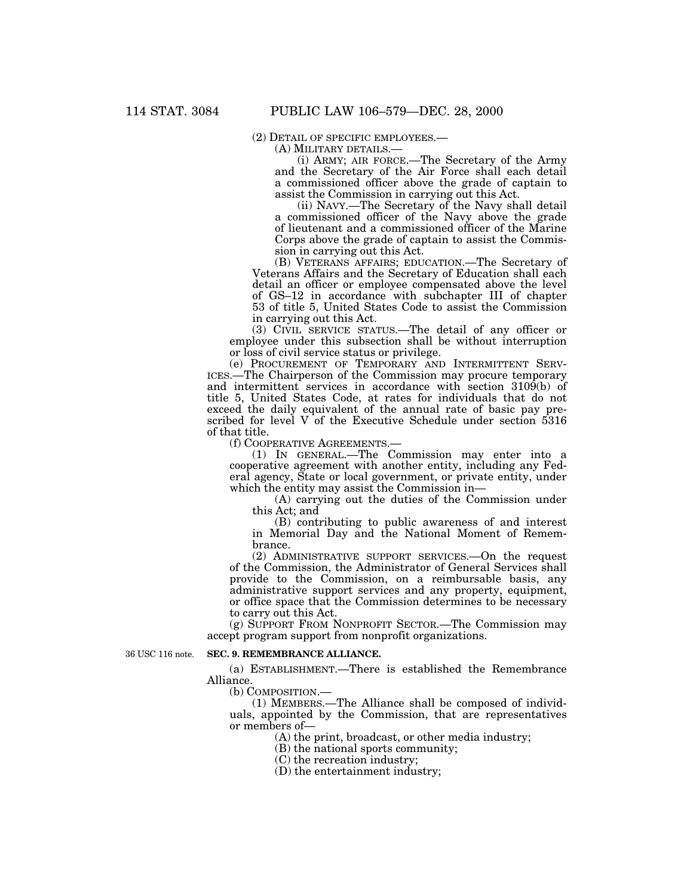(2) DETAIL OF SPECIFIC EMPLOYEES.—

(A) MILITARY DETAILS.—

(i) ARMY; AIR FORCE.—The Secretary of the Army and the Secretary of the Air Force shall each detail a commissioned officer above the grade of captain to assist the Commission in carrying out this Act.

(ii) NAVY.—The Secretary of the Navy shall detail a commissioned officer of the Navy above the grade of lieutenant and a commissioned officer of the Marine Corps above the grade of captain to assist the Commission in carrying out this Act.

(B) VETERANS AFFAIRS; EDUCATION.—The Secretary of Veterans Affairs and the Secretary of Education shall each detail an officer or employee compensated above the level of GS–12 in accordance with subchapter III of chapter 53 of title 5, United States Code to assist the Commission in carrying out this Act.

(3) CIVIL SERVICE STATUS.—The detail of any officer or employee under this subsection shall be without interruption or loss of civil service status or privilege.

(e) PROCUREMENT OF TEMPORARY AND INTERMITTENT SERVICES.—The Chairperson of the Commission may procure temporary and intermittent services in accordance with section 3109(b) of title 5, United States Code, at rates for individuals that do not exceed the daily equivalent of the annual rate of basic pay prescribed for level V of the Executive Schedule under section 5316 of that title.

(f) COOPERATIVE AGREEMENTS.—

(1) IN GENERAL.—The Commission may enter into a cooperative agreement with another entity, including any Federal agency, State or local government, or private entity, under which the entity may assist the Commission in—

(A) carrying out the duties of the Commission under this Act; and

(B) contributing to public awareness of and interest in Memorial Day and the National Moment of Remembrance.

(2) ADMINISTRATIVE SUPPORT SERVICES.—On the request of the Commission, the Administrator of General Services shall provide to the Commission, on a reimbursable basis, any administrative support services and any property, equipment, or office space that the Commission determines to be necessary to carry out this Act.

(g) SUPPORT FROM NONPROFIT SECTOR.—The Commission may accept program support from nonprofit organizations.

36 USC 116 note.

**SEC. 9. REMEMBRANCE ALLIANCE.**

(a) ESTABLISHMENT.—There is established the Remembrance Alliance.

(b) COMPOSITION.—

(1) MEMBERS.—The Alliance shall be composed of individuals, appointed by the Commission, that are representatives or members of—

(A) the print, broadcast, or other media industry;

(B) the national sports community;

(C) the recreation industry;

(D) the entertainment industry;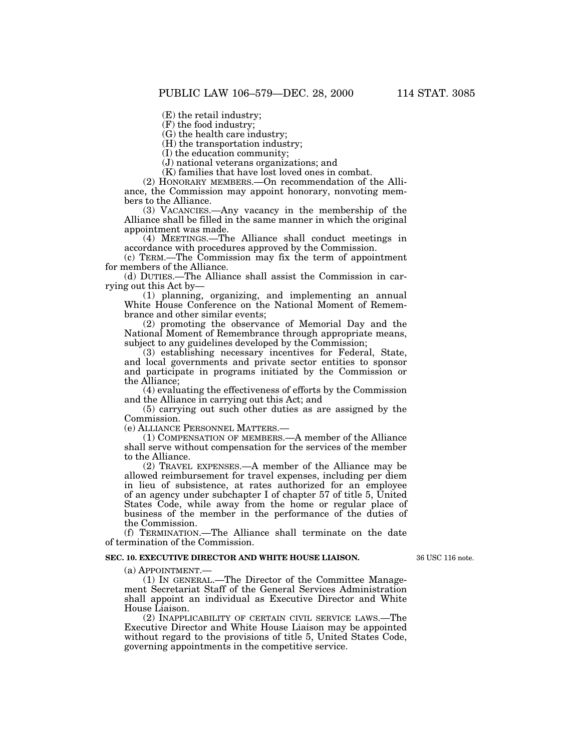(E) the retail industry;

(F) the food industry;

(G) the health care industry;

(H) the transportation industry;

(I) the education community;

(J) national veterans organizations; and

(K) families that have lost loved ones in combat.

(2) HONORARY MEMBERS.—On recommendation of the Alliance, the Commission may appoint honorary, nonvoting members to the Alliance.

(3) VACANCIES.—Any vacancy in the membership of the Alliance shall be filled in the same manner in which the original appointment was made.

(4) MEETINGS.—The Alliance shall conduct meetings in accordance with procedures approved by the Commission.

(c) TERM.—The Commission may fix the term of appointment for members of the Alliance.

(d) DUTIES.—The Alliance shall assist the Commission in carrying out this Act by—

(1) planning, organizing, and implementing an annual White House Conference on the National Moment of Remembrance and other similar events;

(2) promoting the observance of Memorial Day and the National Moment of Remembrance through appropriate means, subject to any guidelines developed by the Commission;

(3) establishing necessary incentives for Federal, State, and local governments and private sector entities to sponsor and participate in programs initiated by the Commission or the Alliance;

(4) evaluating the effectiveness of efforts by the Commission and the Alliance in carrying out this Act; and

(5) carrying out such other duties as are assigned by the Commission.

(e) ALLIANCE PERSONNEL MATTERS.—

(1) COMPENSATION OF MEMBERS.—A member of the Alliance shall serve without compensation for the services of the member to the Alliance.

(2) TRAVEL EXPENSES.—A member of the Alliance may be allowed reimbursement for travel expenses, including per diem in lieu of subsistence, at rates authorized for an employee of an agency under subchapter I of chapter 57 of title 5, United States Code, while away from the home or regular place of business of the member in the performance of the duties of the Commission.

(f) TERMINATION.—The Alliance shall terminate on the date of termination of the Commission.

**SEC. 10. EXECUTIVE DIRECTOR AND WHITE HOUSE LIAISON.**

36 USC 116 note.

(a) APPOINTMENT.—

(1) IN GENERAL.—The Director of the Committee Management Secretariat Staff of the General Services Administration shall appoint an individual as Executive Director and White House Liaison.

(2) INAPPLICABILITY OF CERTAIN CIVIL SERVICE LAWS.—The Executive Director and White House Liaison may be appointed without regard to the provisions of title 5, United States Code, governing appointments in the competitive service.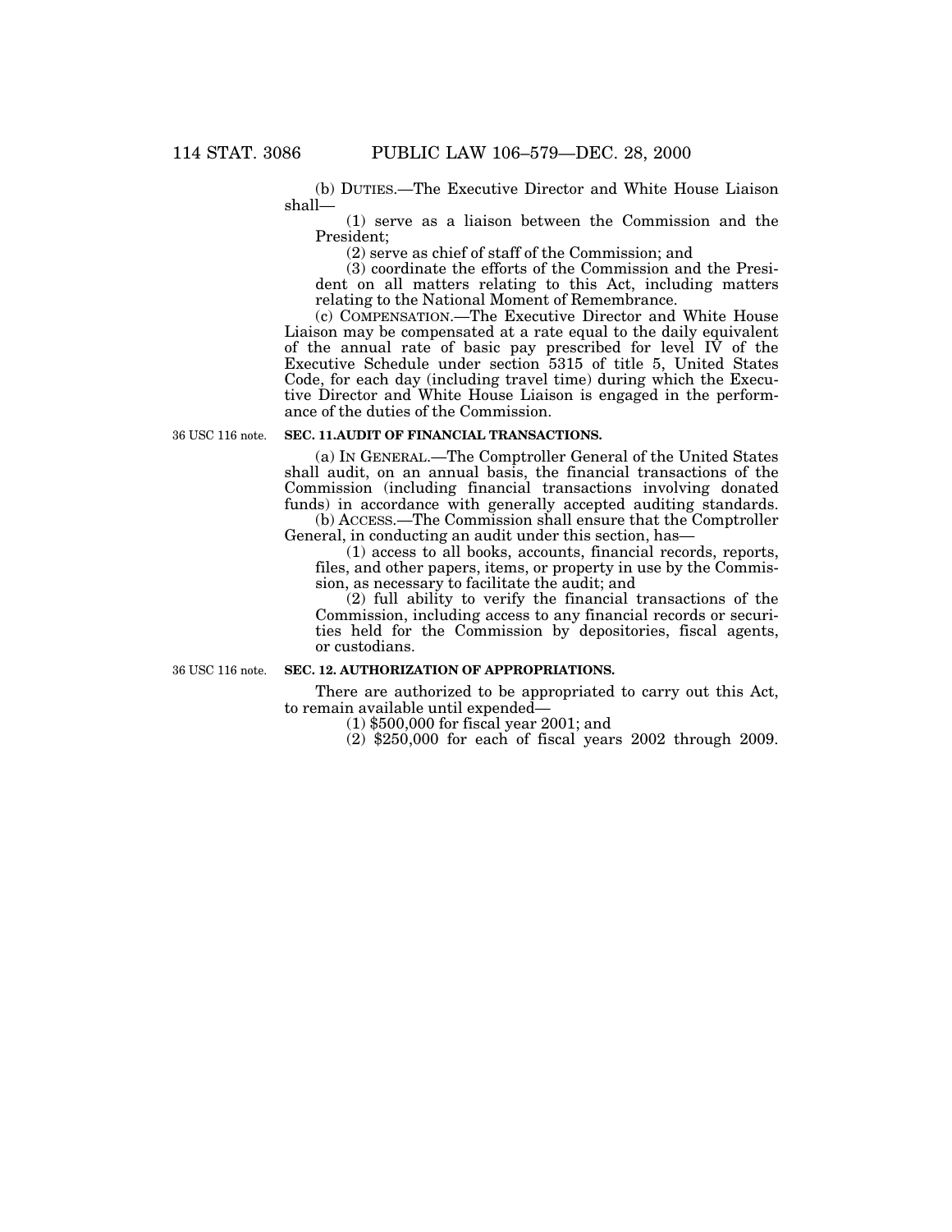(b) DUTIES.—The Executive Director and White House Liaison shall—

(1) serve as a liaison between the Commission and the President;

(2) serve as chief of staff of the Commission; and

(3) coordinate the efforts of the Commission and the President on all matters relating to this Act, including matters relating to the National Moment of Remembrance.

(c) COMPENSATION.—The Executive Director and White House Liaison may be compensated at a rate equal to the daily equivalent of the annual rate of basic pay prescribed for level IV of the Executive Schedule under section 5315 of title 5, United States Code, for each day (including travel time) during which the Executive Director and White House Liaison is engaged in the performance of the duties of the Commission.

36 USC 116 note.

**SEC. 11. AUDIT OF FINANCIAL TRANSACTIONS.**

(a) IN GENERAL.—The Comptroller General of the United States shall audit, on an annual basis, the financial transactions of the Commission (including financial transactions involving donated funds) in accordance with generally accepted auditing standards.

(b) ACCESS.—The Commission shall ensure that the Comptroller General, in conducting an audit under this section, has—

(1) access to all books, accounts, financial records, reports, files, and other papers, items, or property in use by the Commission, as necessary to facilitate the audit; and

(2) full ability to verify the financial transactions of the Commission, including access to any financial records or securities held for the Commission by depositories, fiscal agents, or custodians.

36 USC 116 note.

**SEC. 12. AUTHORIZATION OF APPROPRIATIONS.**

There are authorized to be appropriated to carry out this Act, to remain available until expended—

(1) $500,000 for fiscal year 2001; and

(2) $250,000 for each of fiscal years 2002 through 2009.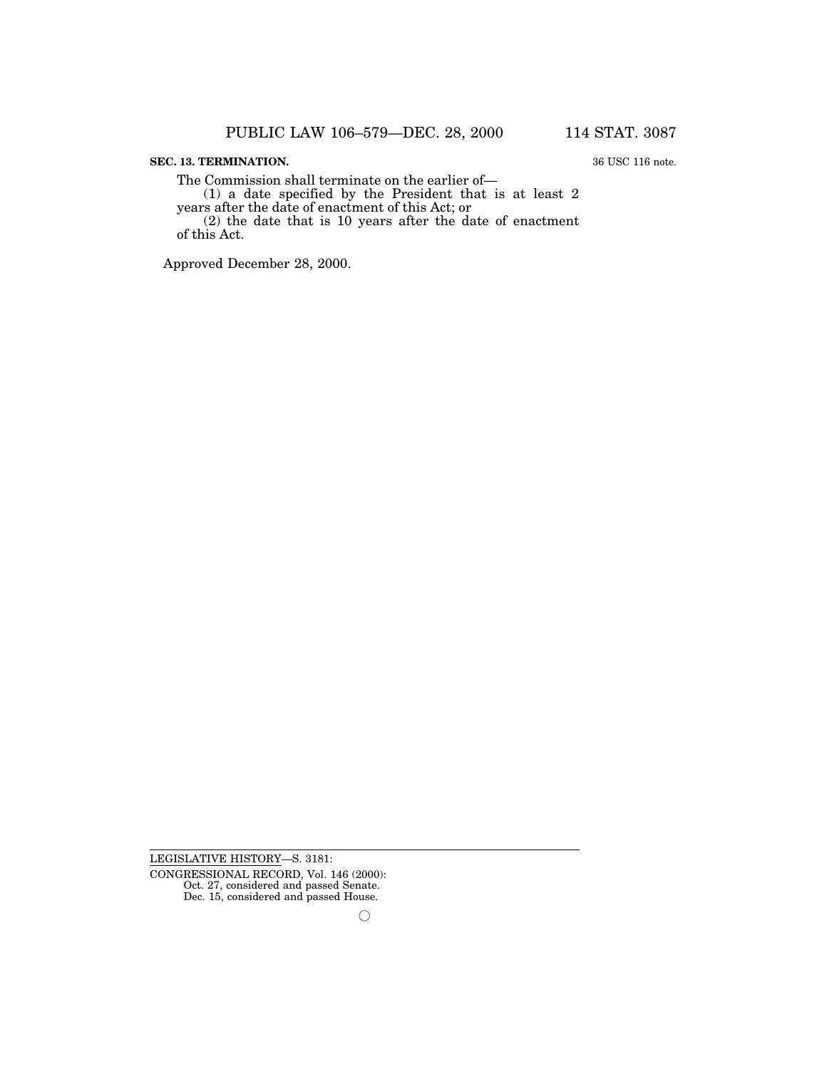**SEC. 13. TERMINATION.**

36 USC 116 note.

The Commission shall terminate on the earlier of—

(1) a date specified by the President that is at least 2 years after the date of enactment of this Act; or

(2) the date that is 10 years after the date of enactment of this Act.

Approved December 28, 2000.

---

LEGISLATIVE HISTORY—S. 3181:

CONGRESSIONAL RECORD, Vol. 146 (2000):
Oct. 27, considered and passed Senate.
Dec. 15, considered and passed House.